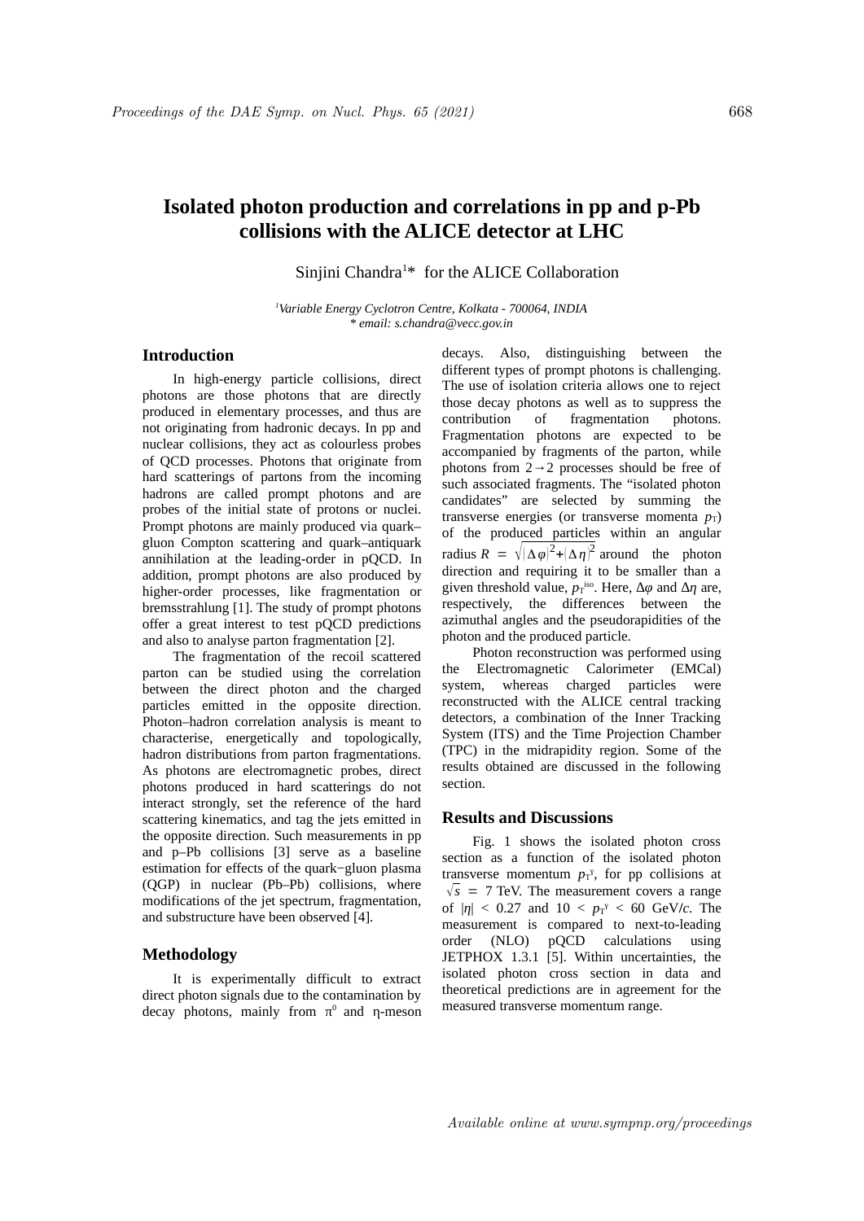# Isolated photon production and correlations in pp and p-Pb collisions with the ALICE detector at LHC

Sinjini Chandra[1]* for the ALICE Collaboration

[1]*Variable Energy Cyclotron Centre, Kolkata - 700064, INDIA*
*\* email: s.chandra@vecc.gov.in*

## Introduction

In high-energy particle collisions, direct photons are those photons that are directly produced in elementary processes, and thus are not originating from hadronic decays. In pp and nuclear collisions, they act as colourless probes of QCD processes. Photons that originate from hard scatterings of partons from the incoming hadrons are called prompt photons and are probes of the initial state of protons or nuclei. Prompt photons are mainly produced via quark–gluon Compton scattering and quark–antiquark annihilation at the leading-order in pQCD. In addition, prompt photons are also produced by higher-order processes, like fragmentation or bremsstrahlung [1]. The study of prompt photons offer a great interest to test pQCD predictions and also to analyse parton fragmentation [2].

The fragmentation of the recoil scattered parton can be studied using the correlation between the direct photon and the charged particles emitted in the opposite direction. Photon–hadron correlation analysis is meant to characterise, energetically and topologically, hadron distributions from parton fragmentations. As photons are electromagnetic probes, direct photons produced in hard scatterings do not interact strongly, set the reference of the hard scattering kinematics, and tag the jets emitted in the opposite direction. Such measurements in pp and p–Pb collisions [3] serve as a baseline estimation for effects of the quark−gluon plasma (QGP) in nuclear (Pb–Pb) collisions, where modifications of the jet spectrum, fragmentation, and substructure have been observed [4].

## Methodology

It is experimentally difficult to extract direct photon signals due to the contamination by decay photons, mainly from $\pi^0$ and η-meson decays. Also, distinguishing between the different types of prompt photons is challenging. The use of isolation criteria allows one to reject those decay photons as well as to suppress the contribution of fragmentation photons. Fragmentation photons are expected to be accompanied by fragments of the parton, while photons from $2\rightarrow2$ processes should be free of such associated fragments. The "isolated photon candidates" are selected by summing the transverse energies (or transverse momenta $p_T$) of the produced particles within an angular radius $R = \sqrt{|\Delta\varphi|^2+|\Delta\eta|^2}$ around the photon direction and requiring it to be smaller than a given threshold value, $p_T^{iso}$. Here, $\Delta\varphi$ and $\Delta\eta$ are, respectively, the differences between the azimuthal angles and the pseudorapidities of the photon and the produced particle.

Photon reconstruction was performed using the Electromagnetic Calorimeter (EMCal) system, whereas charged particles were reconstructed with the ALICE central tracking detectors, a combination of the Inner Tracking System (ITS) and the Time Projection Chamber (TPC) in the midrapidity region. Some of the results obtained are discussed in the following section.

## Results and Discussions

Fig. 1 shows the isolated photon cross section as a function of the isolated photon transverse momentum $p_T^\gamma$, for pp collisions at $\sqrt{s}$ = 7 TeV. The measurement covers a range of $|\eta| < 0.27$ and $10 < p_T^\gamma < 60$ GeV/*c*. The measurement is compared to next-to-leading order (NLO) pQCD calculations using JETPHOX 1.3.1 [5]. Within uncertainties, the isolated photon cross section in data and theoretical predictions are in agreement for the measured transverse momentum range.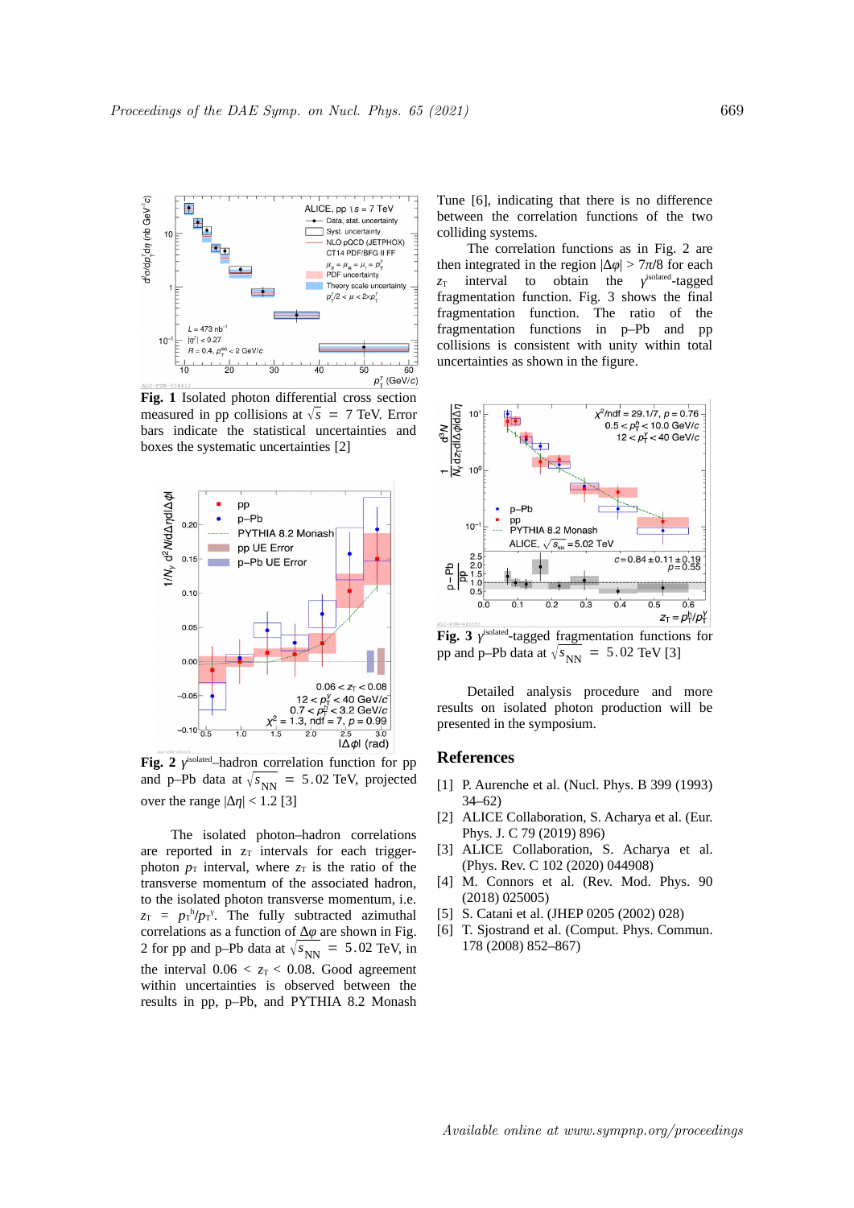ALICE, pp $\sqrt{s}$ = 7 TeV
Data, stat. uncertainty
Syst. uncertainty
NLO pQCD (JETPHOX)
CT14 PDF/BFG II FF
$\mu_F = \mu_R = \mu_f = p_T^\gamma$
PDF uncertainty
Theory scale uncertainty
$p_T^\gamma/2 < \mu < 2 \times p_T^\gamma$
$L = 473$ nb$^{-1}$
$|\eta^\gamma| < 0.27$
$R = 0.4$, $p_T^{iso} < 2$ GeV/$c$
$d^2\sigma/dp_T^\gamma d\eta$ (nb GeV$^{-1}c$)
$p_T^\gamma$ (GeV/$c$)

**Fig. 1** Isolated photon differential cross section measured in pp collisions at $\sqrt{s}$ = 7 TeV. Error bars indicate the statistical uncertainties and boxes the systematic uncertainties [2]

pp
p–Pb
PYTHIA 8.2 Monash
pp UE Error
p–Pb UE Error
$0.06 < z_T < 0.08$
$12 < p_T^\gamma < 40$ GeV/$c$
$0.7 < p_T^h < 3.2$ GeV/$c$
$\chi^2 = 1.3$, ndf = 7, $p = 0.99$
$1/N_\gamma\, d^2N/d\Delta\eta d|\Delta\varphi|$
$|\Delta\varphi|$ (rad)

**Fig. 2** $\gamma^{\text{isolated}}$–hadron correlation function for pp and p–Pb data at $\sqrt{s_{\text{NN}}}$ = 5.02 TeV, projected over the range $|\Delta\eta| < 1.2$ [3]

The isolated photon–hadron correlations are reported in $z_T$ intervals for each trigger-photon $p_T$ interval, where $z_T$ is the ratio of the transverse momentum of the associated hadron, to the isolated photon transverse momentum, i.e. $z_T = p_T^h/p_T^\gamma$. The fully subtracted azimuthal correlations as a function of $\Delta\varphi$ are shown in Fig. 2 for pp and p–Pb data at $\sqrt{s_{\text{NN}}}$ = 5.02 TeV, in the interval $0.06 < z_T < 0.08$. Good agreement within uncertainties is observed between the results in pp, p–Pb, and PYTHIA 8.2 Monash Tune [6], indicating that there is no difference between the correlation functions of the two colliding systems.

The correlation functions as in Fig. 2 are then integrated in the region $|\Delta\varphi| > 7\pi/8$ for each $z_T$ interval to obtain the $\gamma^{\text{isolated}}$-tagged fragmentation function. Fig. 3 shows the final fragmentation function. The ratio of the fragmentation functions in p–Pb and pp collisions is consistent with unity within total uncertainties as shown in the figure.

$\chi^2$/ndf = 29.1/7, $p = 0.76$
$0.5 < p_T^h < 10.0$ GeV/$c$
$12 < p_T^\gamma < 40$ GeV/$c$
p–Pb
pp
PYTHIA 8.2 Monash
ALICE, $\sqrt{s_{\text{NN}}}$ = 5.02 TeV
$c = 0.84 \pm 0.11 \pm 0.19$
$p = 0.55$
$\frac{1}{N_\gamma}\frac{d^3N}{dz_T d|\Delta\varphi| d\Delta\eta}$
$\frac{\text{p–Pb}}{\text{pp}}$
$z_T = p_T^h/p_T^\gamma$

**Fig. 3** $\gamma^{\text{isolated}}$-tagged fragmentation functions for pp and p–Pb data at $\sqrt{s_{\text{NN}}}$ = 5.02 TeV [3]

Detailed analysis procedure and more results on isolated photon production will be presented in the symposium.

## References

[1] P. Aurenche et al. (Nucl. Phys. B 399 (1993) 34–62)
[2] ALICE Collaboration, S. Acharya et al. (Eur. Phys. J. C 79 (2019) 896)
[3] ALICE Collaboration, S. Acharya et al. (Phys. Rev. C 102 (2020) 044908)
[4] M. Connors et al. (Rev. Mod. Phys. 90 (2018) 025005)
[5] S. Catani et al. (JHEP 0205 (2002) 028)
[6] T. Sjostrand et al. (Comput. Phys. Commun. 178 (2008) 852–867)